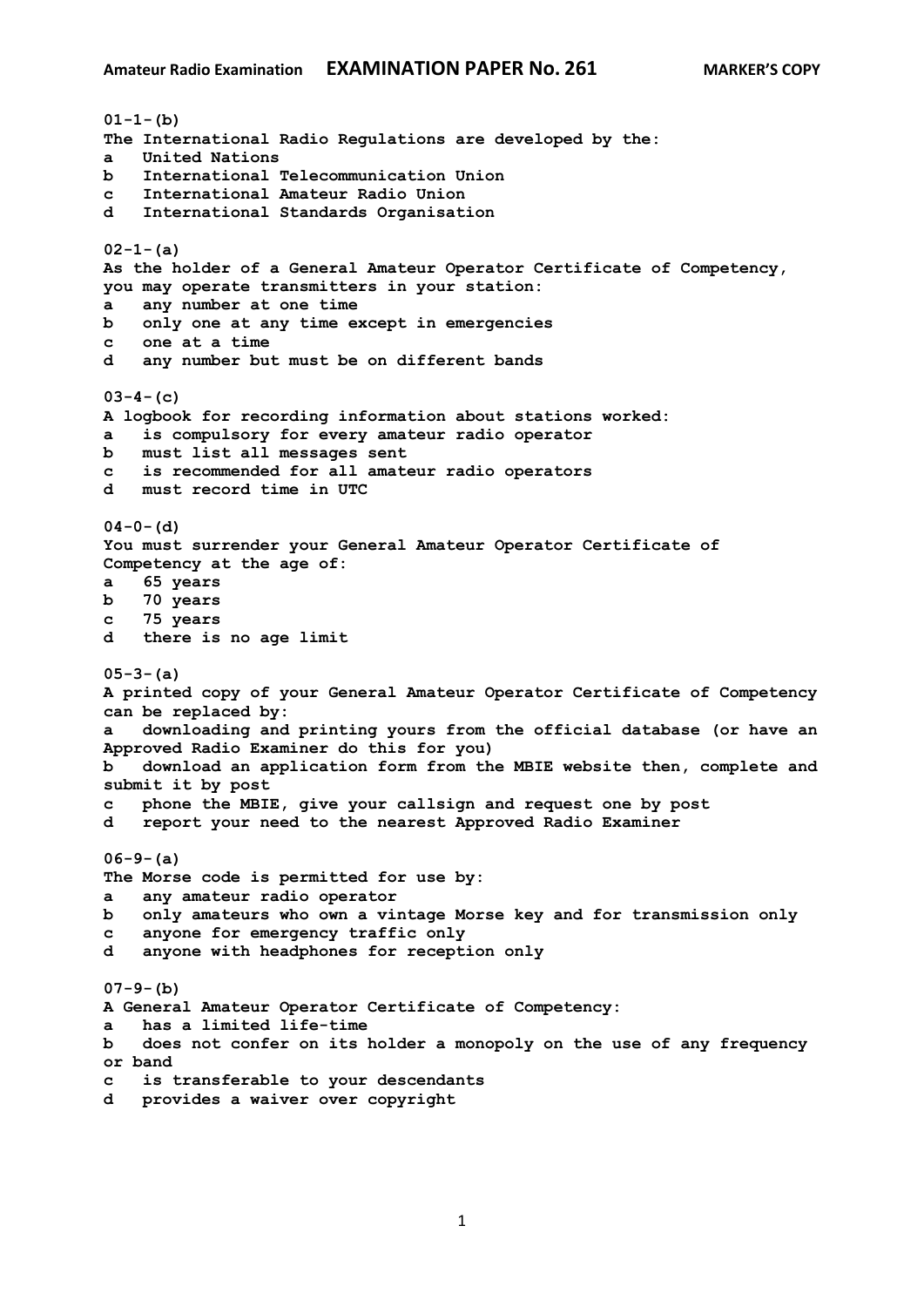# Amateur Radio Examination — EXAMINATION PAPER No. 261 — MARKER'S COPY

**01-1-(b)**
**The International Radio Regulations are developed by the:**
- a United Nations
- b International Telecommunication Union
- c International Amateur Radio Union
- d International Standards Organisation

**02-1-(a)**
**As the holder of a General Amateur Operator Certificate of Competency, you may operate transmitters in your station:**
- a any number at one time
- b only one at any time except in emergencies
- c one at a time
- d any number but must be on different bands

**03-4-(c)**
**A logbook for recording information about stations worked:**
- a is compulsory for every amateur radio operator
- b must list all messages sent
- c is recommended for all amateur radio operators
- d must record time in UTC

**04-0-(d)**
**You must surrender your General Amateur Operator Certificate of Competency at the age of:**
- a 65 years
- b 70 years
- c 75 years
- d there is no age limit

**05-3-(a)**
**A printed copy of your General Amateur Operator Certificate of Competency can be replaced by:**
- a downloading and printing yours from the official database (or have an Approved Radio Examiner do this for you)
- b download an application form from the MBIE website then, complete and submit it by post
- c phone the MBIE, give your callsign and request one by post
- d report your need to the nearest Approved Radio Examiner

**06-9-(a)**
**The Morse code is permitted for use by:**
- a any amateur radio operator
- b only amateurs who own a vintage Morse key and for transmission only
- c anyone for emergency traffic only
- d anyone with headphones for reception only

**07-9-(b)**
**A General Amateur Operator Certificate of Competency:**
- a has a limited life-time
- b does not confer on its holder a monopoly on the use of any frequency or band
- c is transferable to your descendants
- d provides a waiver over copyright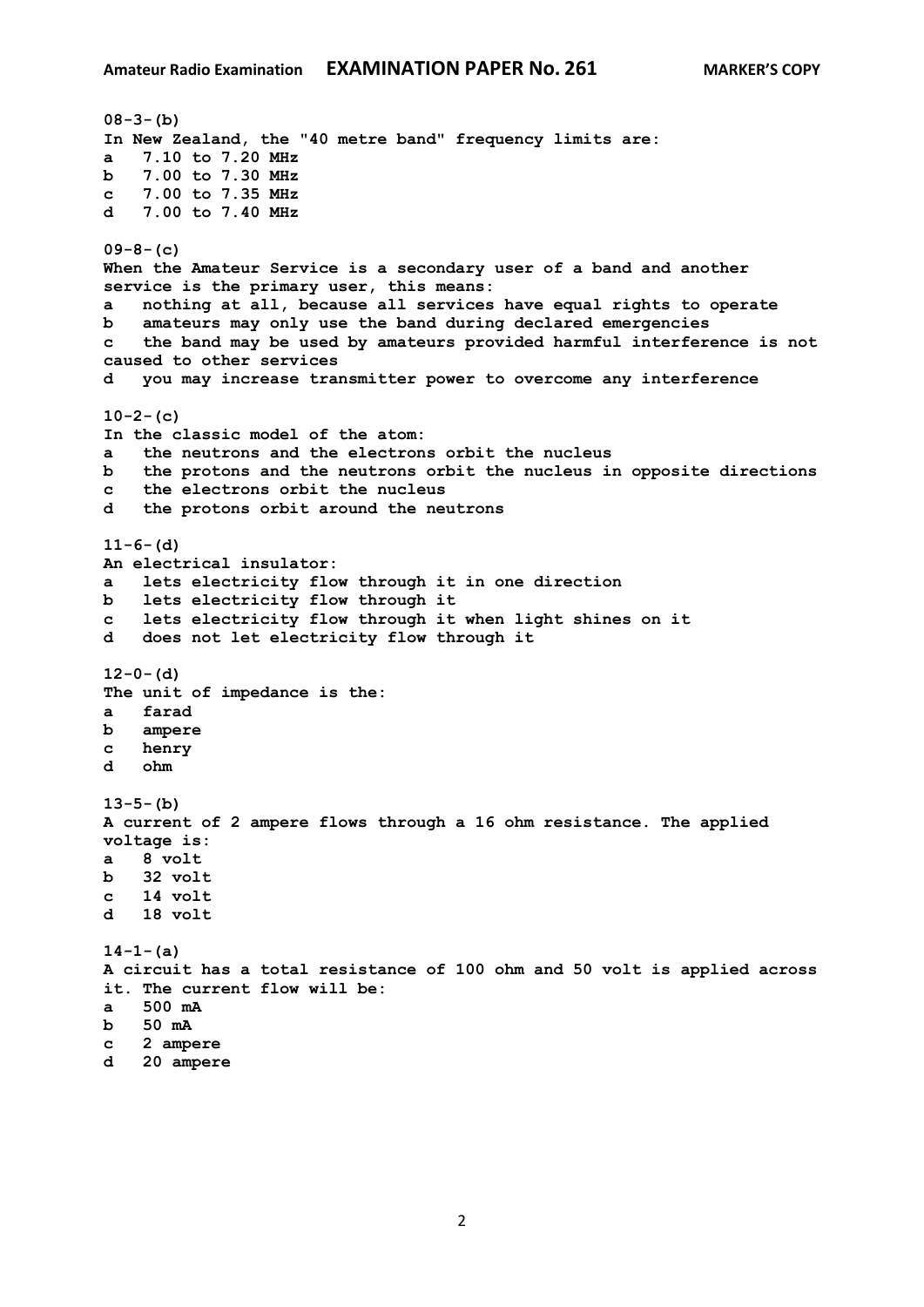**08-3-(b)**
**In New Zealand, the "40 metre band" frequency limits are:**
**a 7.10 to 7.20 MHz**
**b 7.00 to 7.30 MHz**
**c 7.00 to 7.35 MHz**
**d 7.00 to 7.40 MHz**

**09-8-(c)**
**When the Amateur Service is a secondary user of a band and another service is the primary user, this means:**
**a nothing at all, because all services have equal rights to operate**
**b amateurs may only use the band during declared emergencies**
**c the band may be used by amateurs provided harmful interference is not caused to other services**
**d you may increase transmitter power to overcome any interference**

**10-2-(c)**
**In the classic model of the atom:**
**a the neutrons and the electrons orbit the nucleus**
**b the protons and the neutrons orbit the nucleus in opposite directions**
**c the electrons orbit the nucleus**
**d the protons orbit around the neutrons**

**11-6-(d)**
**An electrical insulator:**
**a lets electricity flow through it in one direction**
**b lets electricity flow through it**
**c lets electricity flow through it when light shines on it**
**d does not let electricity flow through it**

**12-0-(d)**
**The unit of impedance is the:**
**a farad**
**b ampere**
**c henry**
**d ohm**

**13-5-(b)**
**A current of 2 ampere flows through a 16 ohm resistance. The applied voltage is:**
**a 8 volt**
**b 32 volt**
**c 14 volt**
**d 18 volt**

**14-1-(a)**
**A circuit has a total resistance of 100 ohm and 50 volt is applied across it. The current flow will be:**
**a 500 mA**
**b 50 mA**
**c 2 ampere**
**d 20 ampere**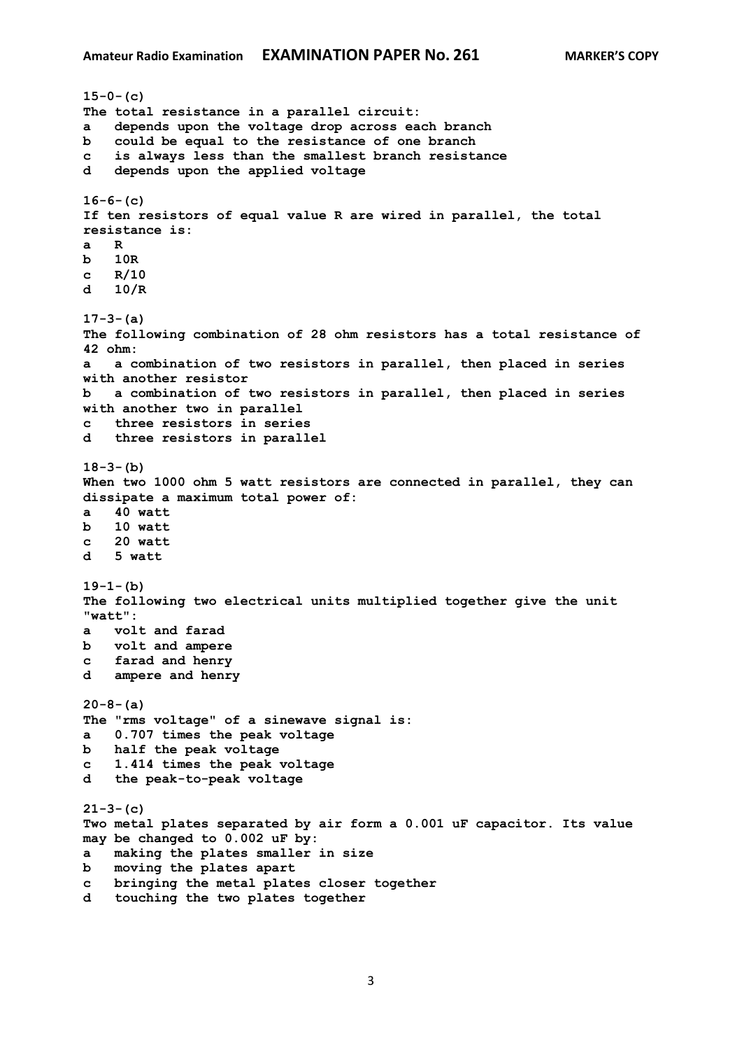**15-0-(c)**
**The total resistance in a parallel circuit:**
**a depends upon the voltage drop across each branch**
**b could be equal to the resistance of one branch**
**c is always less than the smallest branch resistance**
**d depends upon the applied voltage**

**16-6-(c)**
**If ten resistors of equal value R are wired in parallel, the total resistance is:**
**a R**
**b 10R**
**c R/10**
**d 10/R**

**17-3-(a)**
**The following combination of 28 ohm resistors has a total resistance of 42 ohm:**
**a a combination of two resistors in parallel, then placed in series with another resistor**
**b a combination of two resistors in parallel, then placed in series with another two in parallel**
**c three resistors in series**
**d three resistors in parallel**

**18-3-(b)**
**When two 1000 ohm 5 watt resistors are connected in parallel, they can dissipate a maximum total power of:**
**a 40 watt**
**b 10 watt**
**c 20 watt**
**d 5 watt**

**19-1-(b)**
**The following two electrical units multiplied together give the unit "watt":**
**a volt and farad**
**b volt and ampere**
**c farad and henry**
**d ampere and henry**

**20-8-(a)**
**The "rms voltage" of a sinewave signal is:**
**a 0.707 times the peak voltage**
**b half the peak voltage**
**c 1.414 times the peak voltage**
**d the peak-to-peak voltage**

**21-3-(c)**
**Two metal plates separated by air form a 0.001 uF capacitor. Its value may be changed to 0.002 uF by:**
**a making the plates smaller in size**
**b moving the plates apart**
**c bringing the metal plates closer together**
**d touching the two plates together**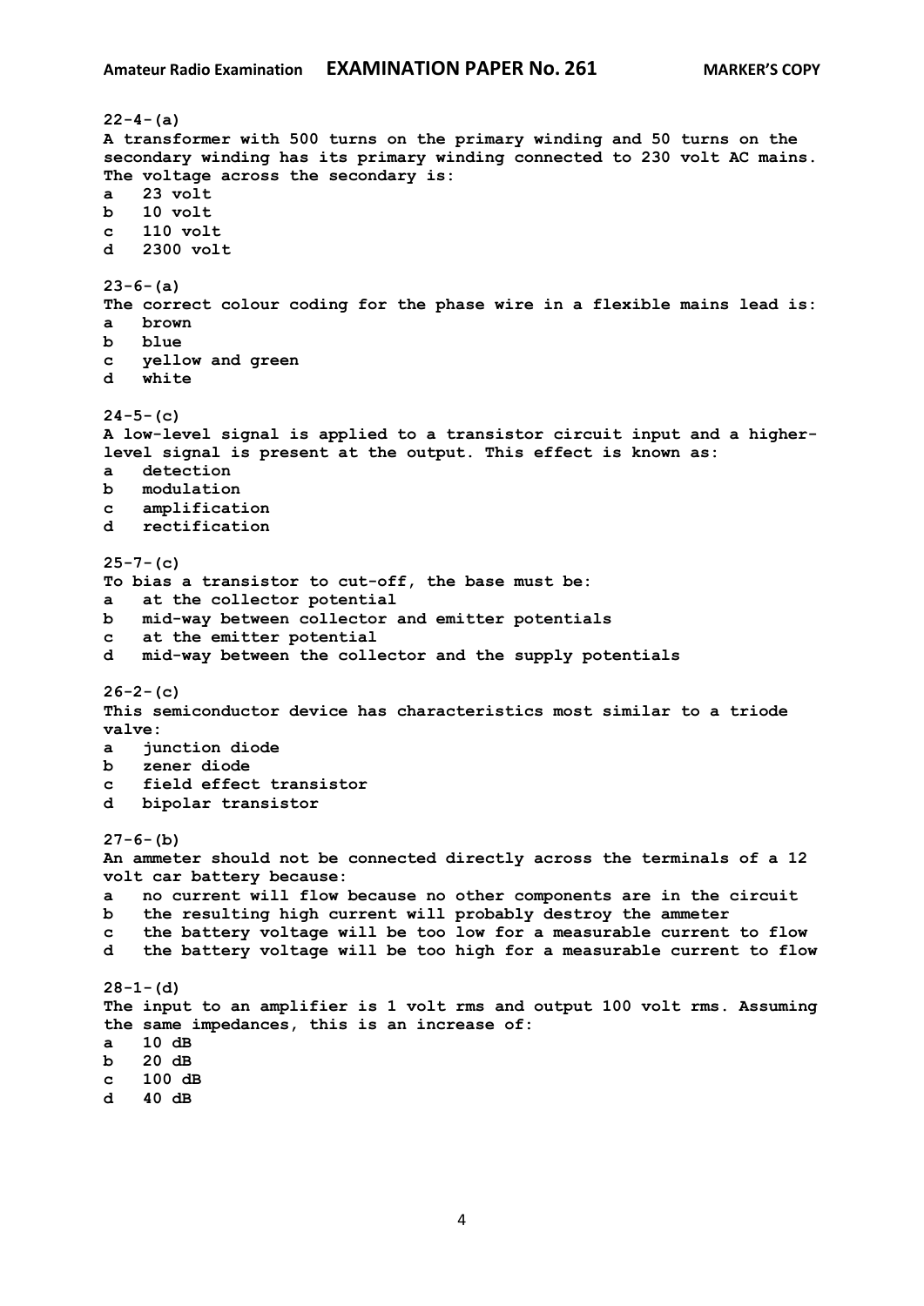**22-4-(a)**
**A transformer with 500 turns on the primary winding and 50 turns on the secondary winding has its primary winding connected to 230 volt AC mains. The voltage across the secondary is:**
**a 23 volt**
**b 10 volt**
**c 110 volt**
**d 2300 volt**

**23-6-(a)**
**The correct colour coding for the phase wire in a flexible mains lead is:**
**a brown**
**b blue**
**c yellow and green**
**d white**

**24-5-(c)**
**A low-level signal is applied to a transistor circuit input and a higher-level signal is present at the output. This effect is known as:**
**a detection**
**b modulation**
**c amplification**
**d rectification**

**25-7-(c)**
**To bias a transistor to cut-off, the base must be:**
**a at the collector potential**
**b mid-way between collector and emitter potentials**
**c at the emitter potential**
**d mid-way between the collector and the supply potentials**

**26-2-(c)**
**This semiconductor device has characteristics most similar to a triode valve:**
**a junction diode**
**b zener diode**
**c field effect transistor**
**d bipolar transistor**

**27-6-(b)**
**An ammeter should not be connected directly across the terminals of a 12 volt car battery because:**
**a no current will flow because no other components are in the circuit**
**b the resulting high current will probably destroy the ammeter**
**c the battery voltage will be too low for a measurable current to flow**
**d the battery voltage will be too high for a measurable current to flow**

**28-1-(d)**
**The input to an amplifier is 1 volt rms and output 100 volt rms. Assuming the same impedances, this is an increase of:**
**a 10 dB**
**b 20 dB**
**c 100 dB**
**d 40 dB**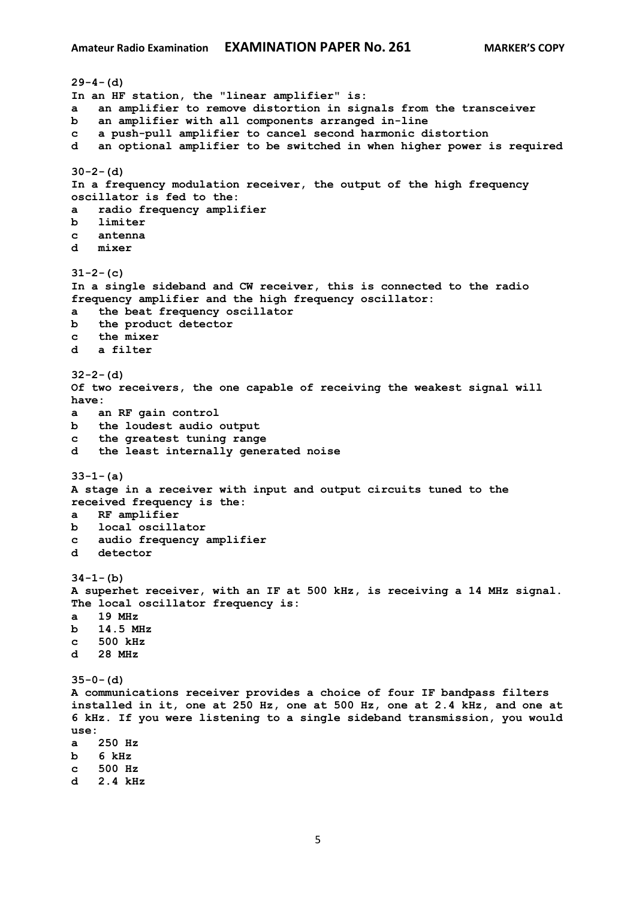**29-4-(d)**
**In an HF station, the "linear amplifier" is:**
**a an amplifier to remove distortion in signals from the transceiver**
**b an amplifier with all components arranged in-line**
**c a push-pull amplifier to cancel second harmonic distortion**
**d an optional amplifier to be switched in when higher power is required**

**30-2-(d)**
**In a frequency modulation receiver, the output of the high frequency oscillator is fed to the:**
**a radio frequency amplifier**
**b limiter**
**c antenna**
**d mixer**

**31-2-(c)**
**In a single sideband and CW receiver, this is connected to the radio frequency amplifier and the high frequency oscillator:**
**a the beat frequency oscillator**
**b the product detector**
**c the mixer**
**d a filter**

**32-2-(d)**
**Of two receivers, the one capable of receiving the weakest signal will have:**
**a an RF gain control**
**b the loudest audio output**
**c the greatest tuning range**
**d the least internally generated noise**

**33-1-(a)**
**A stage in a receiver with input and output circuits tuned to the received frequency is the:**
**a RF amplifier**
**b local oscillator**
**c audio frequency amplifier**
**d detector**

**34-1-(b)**
**A superhet receiver, with an IF at 500 kHz, is receiving a 14 MHz signal. The local oscillator frequency is:**
**a 19 MHz**
**b 14.5 MHz**
**c 500 kHz**
**d 28 MHz**

**35-0-(d)**
**A communications receiver provides a choice of four IF bandpass filters installed in it, one at 250 Hz, one at 500 Hz, one at 2.4 kHz, and one at 6 kHz. If you were listening to a single sideband transmission, you would use:**
**a 250 Hz**
**b 6 kHz**
**c 500 Hz**
**d 2.4 kHz**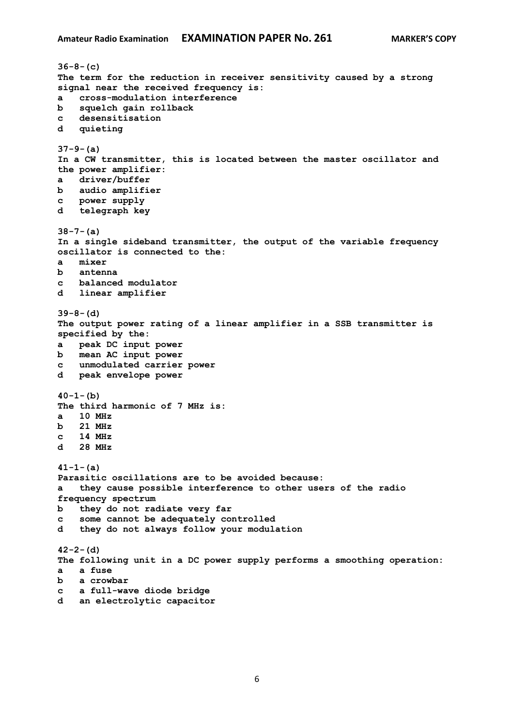**36-8-(c)**
**The term for the reduction in receiver sensitivity caused by a strong signal near the received frequency is:**
**a cross-modulation interference**
**b squelch gain rollback**
**c desensitisation**
**d quieting**

**37-9-(a)**
**In a CW transmitter, this is located between the master oscillator and the power amplifier:**
**a driver/buffer**
**b audio amplifier**
**c power supply**
**d telegraph key**

**38-7-(a)**
**In a single sideband transmitter, the output of the variable frequency oscillator is connected to the:**
**a mixer**
**b antenna**
**c balanced modulator**
**d linear amplifier**

**39-8-(d)**
**The output power rating of a linear amplifier in a SSB transmitter is specified by the:**
**a peak DC input power**
**b mean AC input power**
**c unmodulated carrier power**
**d peak envelope power**

**40-1-(b)**
**The third harmonic of 7 MHz is:**
**a 10 MHz**
**b 21 MHz**
**c 14 MHz**
**d 28 MHz**

**41-1-(a)**
**Parasitic oscillations are to be avoided because:**
**a they cause possible interference to other users of the radio frequency spectrum**
**b they do not radiate very far**
**c some cannot be adequately controlled**
**d they do not always follow your modulation**

**42-2-(d)**
**The following unit in a DC power supply performs a smoothing operation:**
**a a fuse**
**b a crowbar**
**c a full-wave diode bridge**
**d an electrolytic capacitor**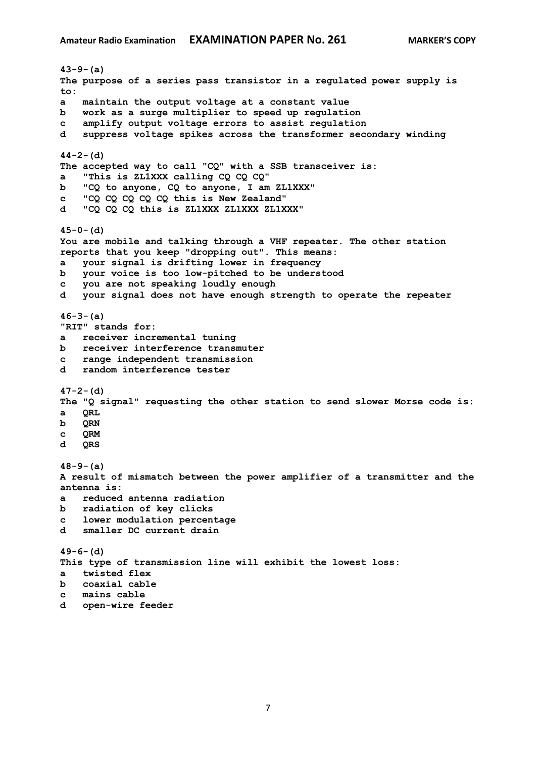**43-9-(a)**
**The purpose of a series pass transistor in a regulated power supply is to:**
**a** maintain the output voltage at a constant value
**b** work as a surge multiplier to speed up regulation
**c** amplify output voltage errors to assist regulation
**d** suppress voltage spikes across the transformer secondary winding

**44-2-(d)**
**The accepted way to call "CQ" with a SSB transceiver is:**
**a** "This is ZL1XXX calling CQ CQ CQ"
**b** "CQ to anyone, CQ to anyone, I am ZL1XXX"
**c** "CQ CQ CQ CQ CQ this is New Zealand"
**d** "CQ CQ CQ this is ZL1XXX ZL1XXX ZL1XXX"

**45-0-(d)**
**You are mobile and talking through a VHF repeater. The other station reports that you keep "dropping out". This means:**
**a** your signal is drifting lower in frequency
**b** your voice is too low-pitched to be understood
**c** you are not speaking loudly enough
**d** your signal does not have enough strength to operate the repeater

**46-3-(a)**
**"RIT" stands for:**
**a** receiver incremental tuning
**b** receiver interference transmuter
**c** range independent transmission
**d** random interference tester

**47-2-(d)**
**The "Q signal" requesting the other station to send slower Morse code is:**
**a** QRL
**b** QRN
**c** QRM
**d** QRS

**48-9-(a)**
**A result of mismatch between the power amplifier of a transmitter and the antenna is:**
**a** reduced antenna radiation
**b** radiation of key clicks
**c** lower modulation percentage
**d** smaller DC current drain

**49-6-(d)**
**This type of transmission line will exhibit the lowest loss:**
**a** twisted flex
**b** coaxial cable
**c** mains cable
**d** open-wire feeder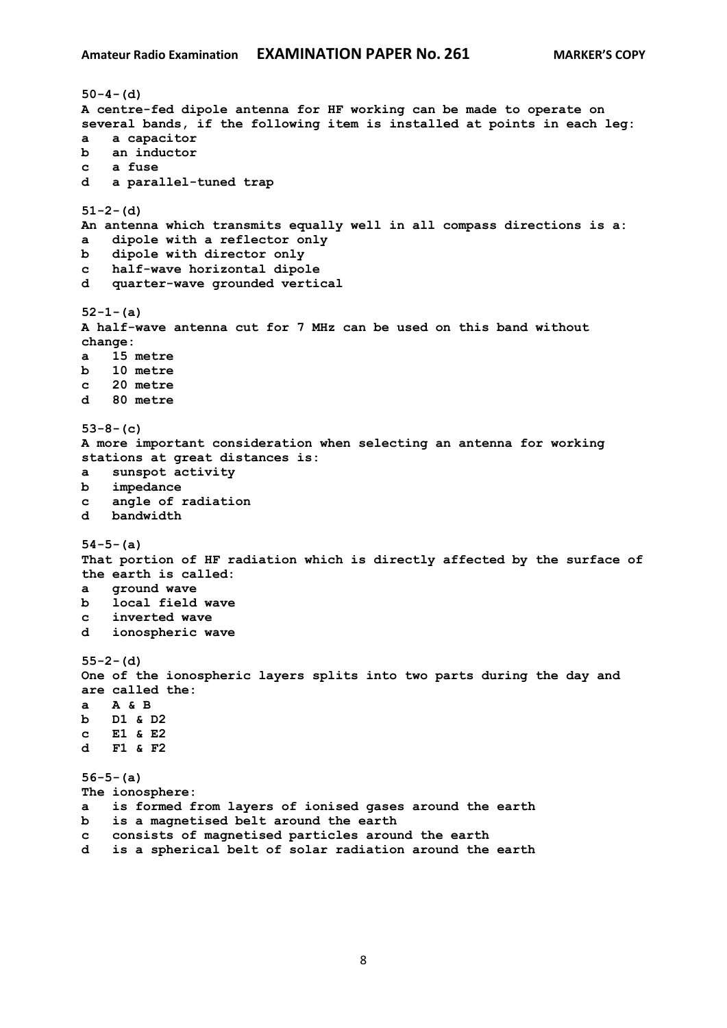**50-4-(d)**
**A centre-fed dipole antenna for HF working can be made to operate on several bands, if the following item is installed at points in each leg:**
**a a capacitor**
**b an inductor**
**c a fuse**
**d a parallel-tuned trap**

**51-2-(d)**
**An antenna which transmits equally well in all compass directions is a:**
**a dipole with a reflector only**
**b dipole with director only**
**c half-wave horizontal dipole**
**d quarter-wave grounded vertical**

**52-1-(a)**
**A half-wave antenna cut for 7 MHz can be used on this band without change:**
**a 15 metre**
**b 10 metre**
**c 20 metre**
**d 80 metre**

**53-8-(c)**
**A more important consideration when selecting an antenna for working stations at great distances is:**
**a sunspot activity**
**b impedance**
**c angle of radiation**
**d bandwidth**

**54-5-(a)**
**That portion of HF radiation which is directly affected by the surface of the earth is called:**
**a ground wave**
**b local field wave**
**c inverted wave**
**d ionospheric wave**

**55-2-(d)**
**One of the ionospheric layers splits into two parts during the day and are called the:**
**a A & B**
**b D1 & D2**
**c E1 & E2**
**d F1 & F2**

**56-5-(a)**
**The ionosphere:**
**a is formed from layers of ionised gases around the earth**
**b is a magnetised belt around the earth**
**c consists of magnetised particles around the earth**
**d is a spherical belt of solar radiation around the earth**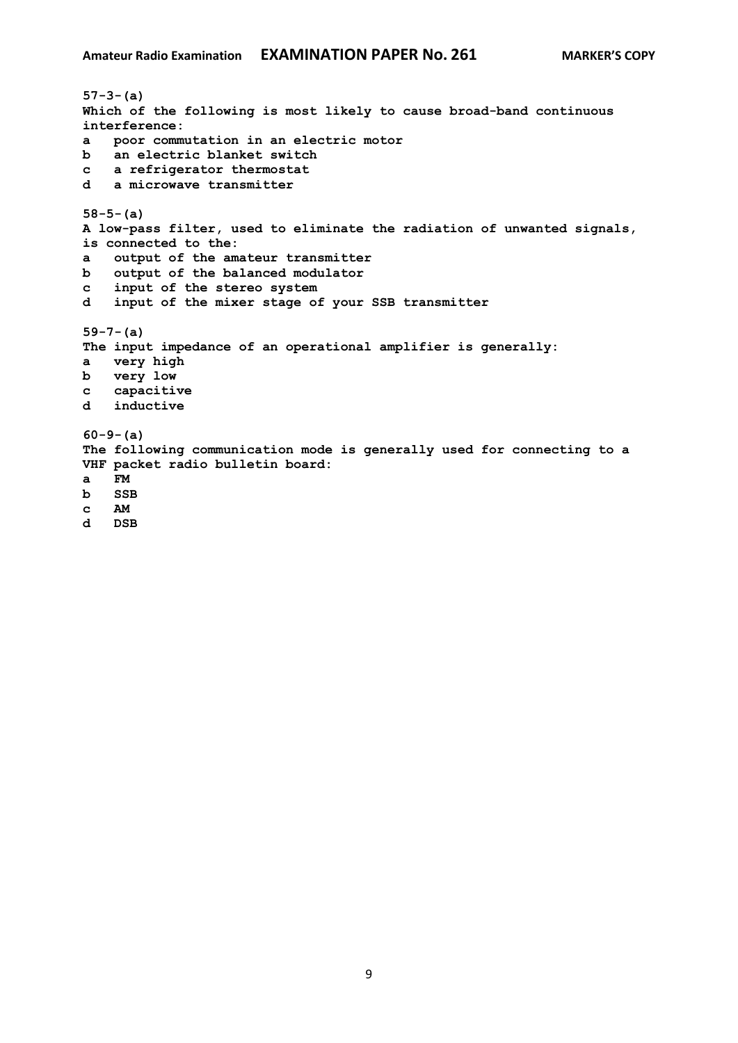**57-3-(a)**
**Which of the following is most likely to cause broad-band continuous interference:**
**a poor commutation in an electric motor**
**b an electric blanket switch**
**c a refrigerator thermostat**
**d a microwave transmitter**

**58-5-(a)**
**A low-pass filter, used to eliminate the radiation of unwanted signals, is connected to the:**
**a output of the amateur transmitter**
**b output of the balanced modulator**
**c input of the stereo system**
**d input of the mixer stage of your SSB transmitter**

**59-7-(a)**
**The input impedance of an operational amplifier is generally:**
**a very high**
**b very low**
**c capacitive**
**d inductive**

**60-9-(a)**
**The following communication mode is generally used for connecting to a VHF packet radio bulletin board:**
**a FM**
**b SSB**
**c AM**
**d DSB**